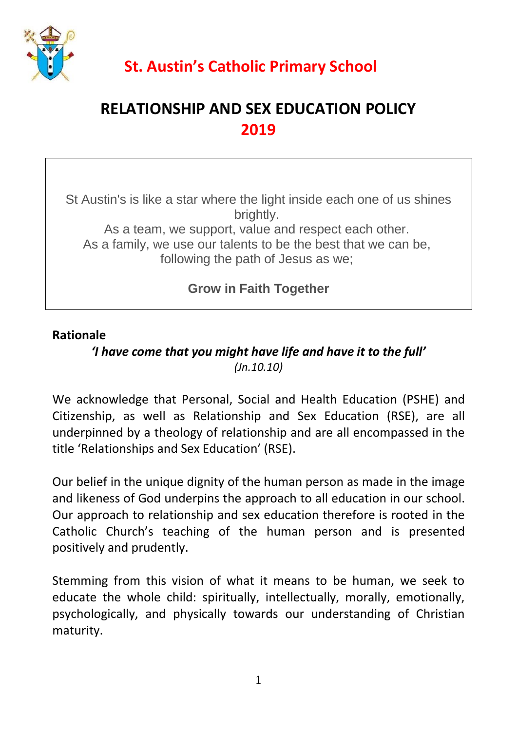# St. Austin's Catholic Primary School

## RELATIONSHIP AND SEX EDUCATION POLICY 2019

St Austin's is like a star where the light inside each one of us shines brightly.
As a team, we support, value and respect each other.
As a family, we use our talents to be the best that we can be, following the path of Jesus as we;

**Grow in Faith Together**

**Rationale**

***'I have come that you might have life and have it to the full'***
*(Jn.10.10)*

We acknowledge that Personal, Social and Health Education (PSHE) and Citizenship, as well as Relationship and Sex Education (RSE), are all underpinned by a theology of relationship and are all encompassed in the title 'Relationships and Sex Education' (RSE).

Our belief in the unique dignity of the human person as made in the image and likeness of God underpins the approach to all education in our school. Our approach to relationship and sex education therefore is rooted in the Catholic Church's teaching of the human person and is presented positively and prudently.

Stemming from this vision of what it means to be human, we seek to educate the whole child: spiritually, intellectually, morally, emotionally, psychologically, and physically towards our understanding of Christian maturity.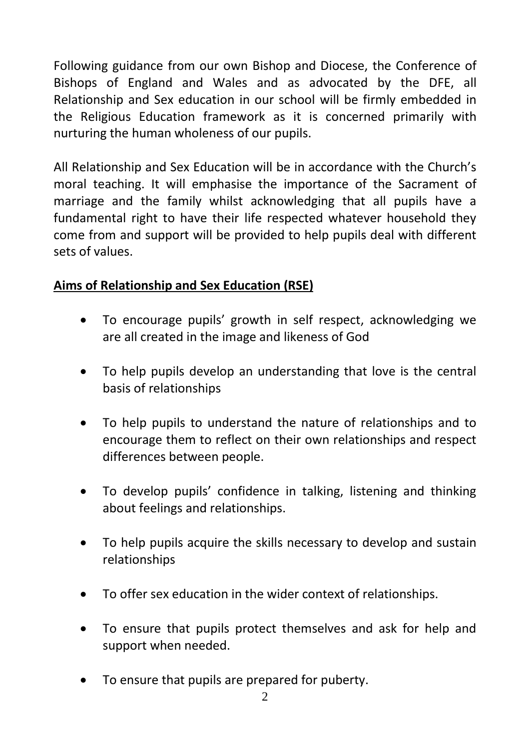Following guidance from our own Bishop and Diocese, the Conference of Bishops of England and Wales and as advocated by the DFE, all Relationship and Sex education in our school will be firmly embedded in the Religious Education framework as it is concerned primarily with nurturing the human wholeness of our pupils.

All Relationship and Sex Education will be in accordance with the Church's moral teaching. It will emphasise the importance of the Sacrament of marriage and the family whilst acknowledging that all pupils have a fundamental right to have their life respected whatever household they come from and support will be provided to help pupils deal with different sets of values.

## Aims of Relationship and Sex Education (RSE)

- To encourage pupils' growth in self respect, acknowledging we are all created in the image and likeness of God
- To help pupils develop an understanding that love is the central basis of relationships
- To help pupils to understand the nature of relationships and to encourage them to reflect on their own relationships and respect differences between people.
- To develop pupils' confidence in talking, listening and thinking about feelings and relationships.
- To help pupils acquire the skills necessary to develop and sustain relationships
- To offer sex education in the wider context of relationships.
- To ensure that pupils protect themselves and ask for help and support when needed.
- To ensure that pupils are prepared for puberty.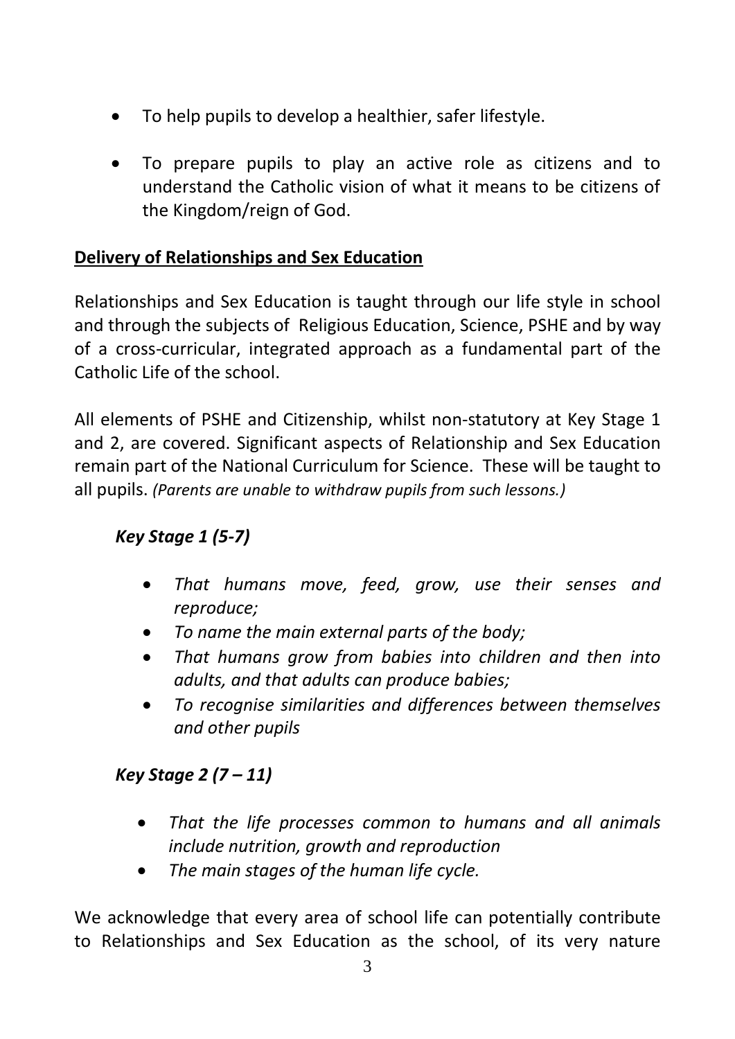- To help pupils to develop a healthier, safer lifestyle.
- To prepare pupils to play an active role as citizens and to understand the Catholic vision of what it means to be citizens of the Kingdom/reign of God.

## Delivery of Relationships and Sex Education

Relationships and Sex Education is taught through our life style in school and through the subjects of Religious Education, Science, PSHE and by way of a cross-curricular, integrated approach as a fundamental part of the Catholic Life of the school.

All elements of PSHE and Citizenship, whilst non-statutory at Key Stage 1 and 2, are covered. Significant aspects of Relationship and Sex Education remain part of the National Curriculum for Science. These will be taught to all pupils. *(Parents are unable to withdraw pupils from such lessons.)*

### *Key Stage 1 (5-7)*

- *That humans move, feed, grow, use their senses and reproduce;*
- *To name the main external parts of the body;*
- *That humans grow from babies into children and then into adults, and that adults can produce babies;*
- *To recognise similarities and differences between themselves and other pupils*

### *Key Stage 2 (7 – 11)*

- *That the life processes common to humans and all animals include nutrition, growth and reproduction*
- *The main stages of the human life cycle.*

We acknowledge that every area of school life can potentially contribute to Relationships and Sex Education as the school, of its very nature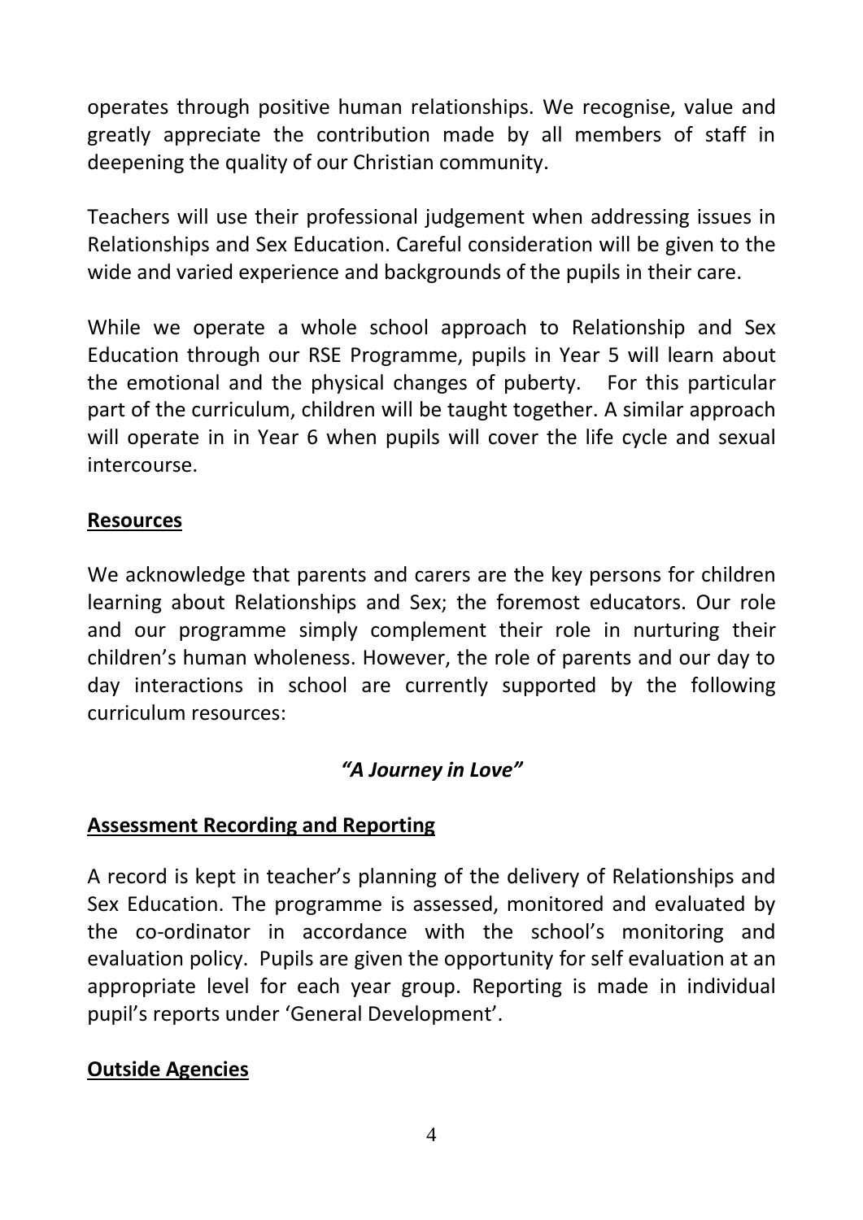operates through positive human relationships. We recognise, value and greatly appreciate the contribution made by all members of staff in deepening the quality of our Christian community.

Teachers will use their professional judgement when addressing issues in Relationships and Sex Education. Careful consideration will be given to the wide and varied experience and backgrounds of the pupils in their care.

While we operate a whole school approach to Relationship and Sex Education through our RSE Programme, pupils in Year 5 will learn about the emotional and the physical changes of puberty. For this particular part of the curriculum, children will be taught together. A similar approach will operate in in Year 6 when pupils will cover the life cycle and sexual intercourse.

## Resources

We acknowledge that parents and carers are the key persons for children learning about Relationships and Sex; the foremost educators. Our role and our programme simply complement their role in nurturing their children's human wholeness. However, the role of parents and our day to day interactions in school are currently supported by the following curriculum resources:

***"A Journey in Love"***

## Assessment Recording and Reporting

A record is kept in teacher's planning of the delivery of Relationships and Sex Education. The programme is assessed, monitored and evaluated by the co-ordinator in accordance with the school's monitoring and evaluation policy. Pupils are given the opportunity for self evaluation at an appropriate level for each year group. Reporting is made in individual pupil's reports under 'General Development'.

## Outside Agencies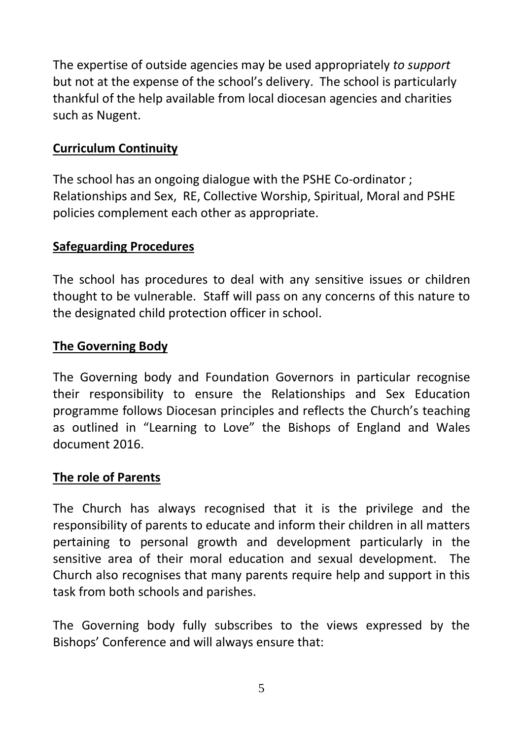The expertise of outside agencies may be used appropriately *to support* but not at the expense of the school's delivery. The school is particularly thankful of the help available from local diocesan agencies and charities such as Nugent.

**Curriculum Continuity**

The school has an ongoing dialogue with the PSHE Co-ordinator ; Relationships and Sex, RE, Collective Worship, Spiritual, Moral and PSHE policies complement each other as appropriate.

**Safeguarding Procedures**

The school has procedures to deal with any sensitive issues or children thought to be vulnerable. Staff will pass on any concerns of this nature to the designated child protection officer in school.

**The Governing Body**

The Governing body and Foundation Governors in particular recognise their responsibility to ensure the Relationships and Sex Education programme follows Diocesan principles and reflects the Church's teaching as outlined in "Learning to Love" the Bishops of England and Wales document 2016.

**The role of Parents**

The Church has always recognised that it is the privilege and the responsibility of parents to educate and inform their children in all matters pertaining to personal growth and development particularly in the sensitive area of their moral education and sexual development. The Church also recognises that many parents require help and support in this task from both schools and parishes.

The Governing body fully subscribes to the views expressed by the Bishops' Conference and will always ensure that: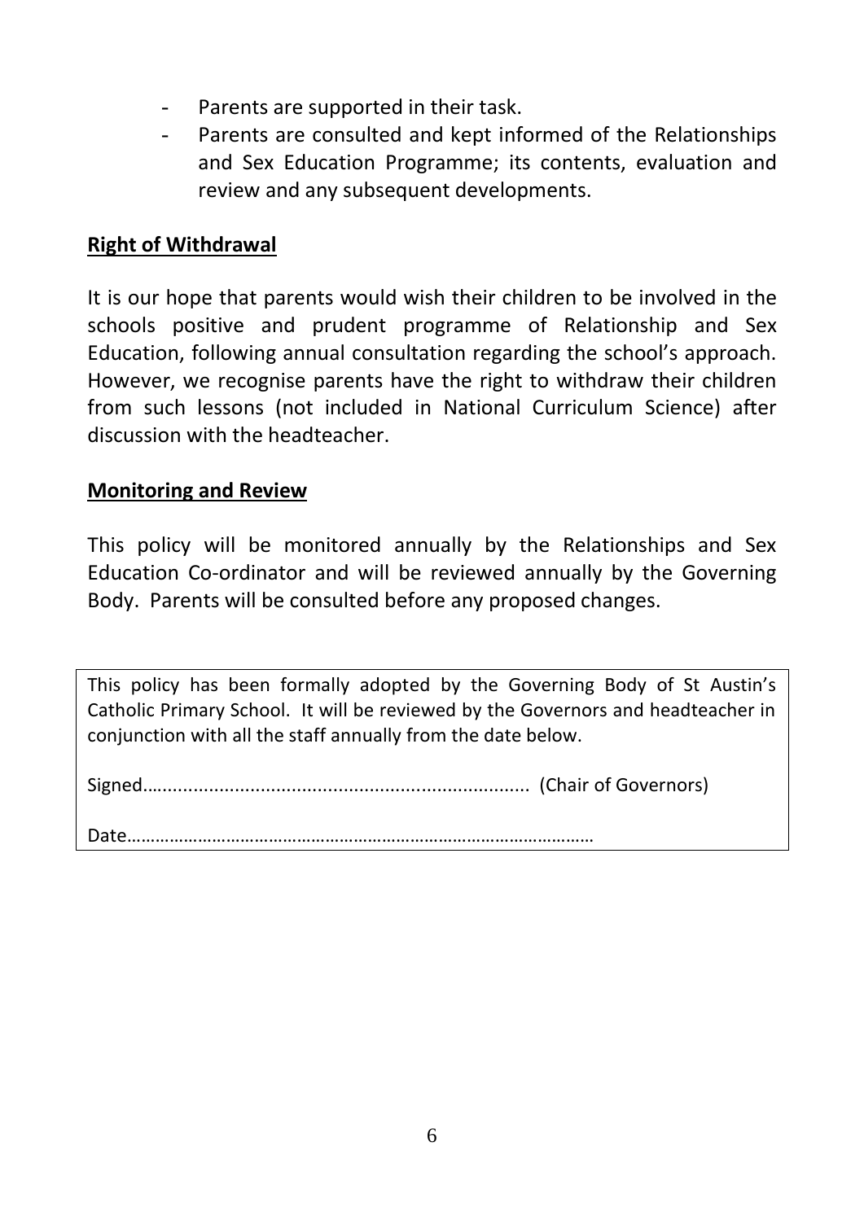- Parents are supported in their task.
- Parents are consulted and kept informed of the Relationships and Sex Education Programme; its contents, evaluation and review and any subsequent developments.

**Right of Withdrawal**

It is our hope that parents would wish their children to be involved in the schools positive and prudent programme of Relationship and Sex Education, following annual consultation regarding the school's approach. However, we recognise parents have the right to withdraw their children from such lessons (not included in National Curriculum Science) after discussion with the headteacher.

**Monitoring and Review**

This policy will be monitored annually by the Relationships and Sex Education Co-ordinator and will be reviewed annually by the Governing Body. Parents will be consulted before any proposed changes.

This policy has been formally adopted by the Governing Body of St Austin's Catholic Primary School. It will be reviewed by the Governors and headteacher in conjunction with all the staff annually from the date below.

Signed......................................................................... (Chair of Governors)

Date………………………………………………………………………………………